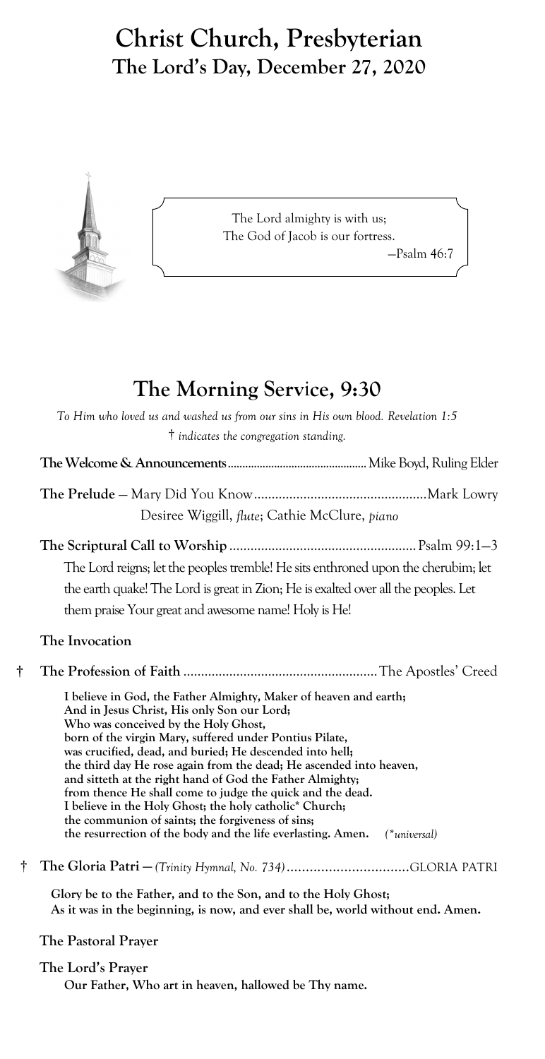# Christ Church, Presbyterian
## The Lord's Day, December 27, 2020

The Lord almighty is with us;
The God of Jacob is our fortress.
—Psalm 46:7

## The Morning Service, 9:30

*To Him who loved us and washed us from our sins in His own blood. Revelation 1:5*
† *indicates the congregation standing.*

**The Welcome & Announcements** ........................................ Mike Boyd, Ruling Elder

**The Prelude** — Mary Did You Know ........................................ Mark Lowry
Desiree Wiggill, *flute*; Cathie McClure, *piano*

**The Scriptural Call to Worship** ........................................ Psalm 99:1–3

The Lord reigns; let the peoples tremble! He sits enthroned upon the cherubim; let the earth quake! The Lord is great in Zion; He is exalted over all the peoples. Let them praise Your great and awesome name! Holy is He!

**The Invocation**

† **The Profession of Faith** ........................................ The Apostles' Creed

**I believe in God, the Father Almighty, Maker of heaven and earth;**
**And in Jesus Christ, His only Son our Lord;**
**Who was conceived by the Holy Ghost,**
**born of the virgin Mary, suffered under Pontius Pilate,**
**was crucified, dead, and buried; He descended into hell;**
**the third day He rose again from the dead; He ascended into heaven,**
**and sitteth at the right hand of God the Father Almighty;**
**from thence He shall come to judge the quick and the dead.**
**I believe in the Holy Ghost; the holy catholic\* Church;**
**the communion of saints; the forgiveness of sins;**
**the resurrection of the body and the life everlasting. Amen.** *(\*universal)*

† **The Gloria Patri** — *(Trinity Hymnal, No. 734)* ........................................ GLORIA PATRI

**Glory be to the Father, and to the Son, and to the Holy Ghost;**
**As it was in the beginning, is now, and ever shall be, world without end. Amen.**

**The Pastoral Prayer**

**The Lord's Prayer**
**Our Father, Who art in heaven, hallowed be Thy name.**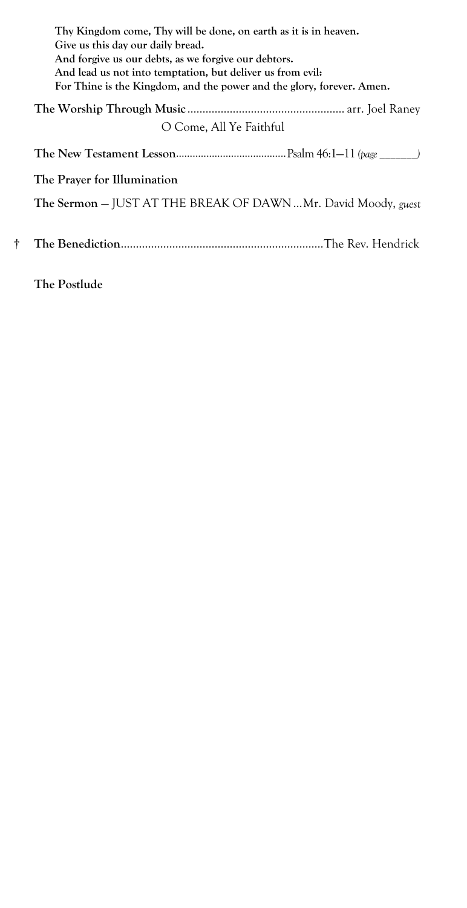**Thy Kingdom come, Thy will be done, on earth as it is in heaven.**
**Give us this day our daily bread.**
**And forgive us our debts, as we forgive our debtors.**
**And lead us not into temptation, but deliver us from evil:**
**For Thine is the Kingdom, and the power and the glory, forever. Amen.**

**The Worship Through Music** .................................................... arr. Joel Raney

O Come, All Ye Faithful

**The New Testament Lesson**........................................ Psalm 46:1–11 *(page \_\_\_\_\_\_\_)*

**The Prayer for Illumination**

**The Sermon** — JUST AT THE BREAK OF DAWN ... Mr. David Moody, *guest*

† **The Benediction**.................................................................. The Rev. Hendrick

**The Postlude**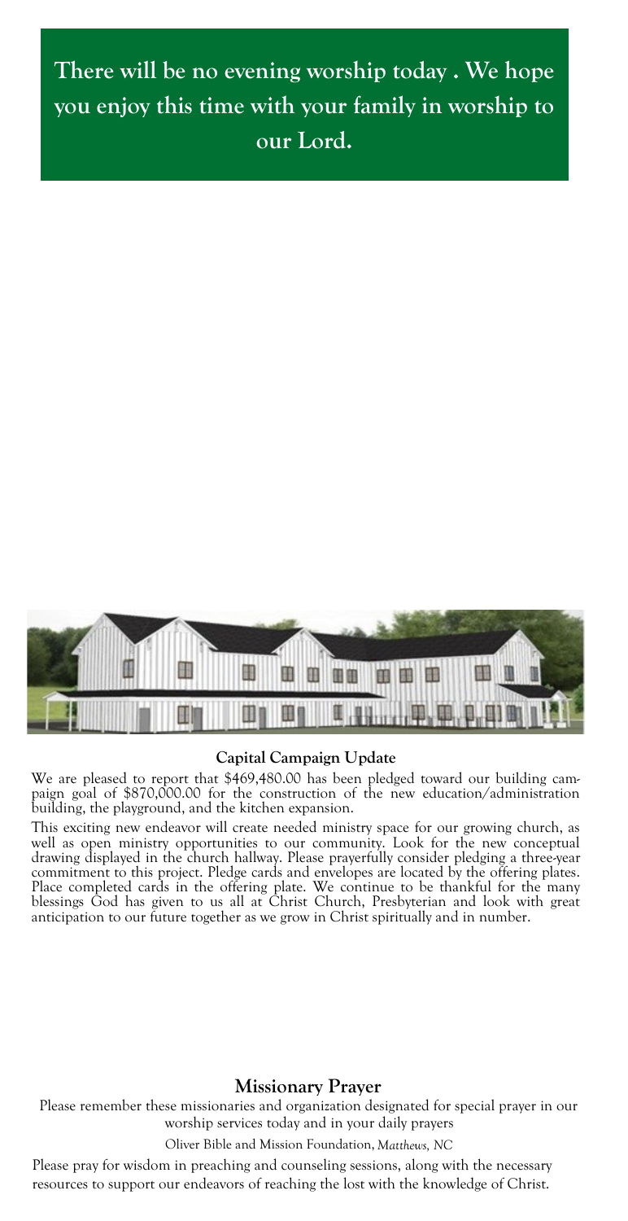**There will be no evening worship today . We hope you enjoy this time with your family in worship to our Lord.**

**Capital Campaign Update**

We are pleased to report that $469,480.00 has been pledged toward our building campaign goal of $870,000.00 for the construction of the new education/administration building, the playground, and the kitchen expansion.

This exciting new endeavor will create needed ministry space for our growing church, as well as open ministry opportunities to our community. Look for the new conceptual drawing displayed in the church hallway. Please prayerfully consider pledging a three-year commitment to this project. Pledge cards and envelopes are located by the offering plates. Place completed cards in the offering plate. We continue to be thankful for the many blessings God has given to us all at Christ Church, Presbyterian and look with great anticipation to our future together as we grow in Christ spiritually and in number.

## Missionary Prayer

Please remember these missionaries and organization designated for special prayer in our worship services today and in your daily prayers

Oliver Bible and Mission Foundation, *Matthews, NC*

Please pray for wisdom in preaching and counseling sessions, along with the necessary resources to support our endeavors of reaching the lost with the knowledge of Christ.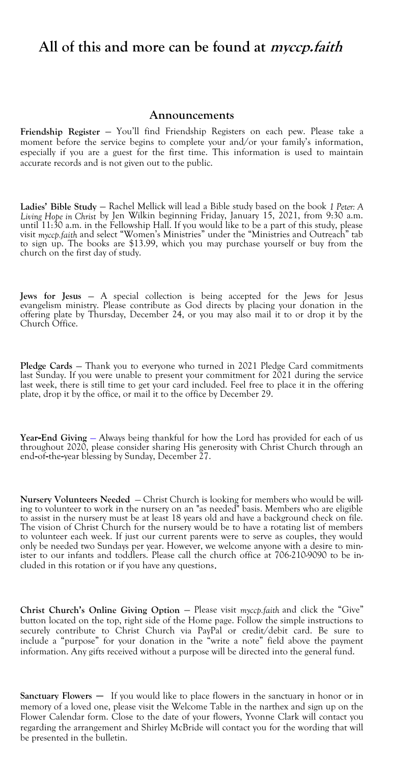# All of this and more can be found at *myccp.faith*

## Announcements

**Friendship Register** — You'll find Friendship Registers on each pew. Please take a moment before the service begins to complete your and/or your family's information, especially if you are a guest for the first time. This information is used to maintain accurate records and is not given out to the public.

**Ladies' Bible Study** — Rachel Mellick will lead a Bible study based on the book *1 Peter: A Living Hope in Christ* by Jen Wilkin beginning Friday, January 15, 2021, from 9:30 a.m. until 11:30 a.m. in the Fellowship Hall. If you would like to be a part of this study, please visit *myccp.faith* and select "Women's Ministries" under the "Ministries and Outreach" tab to sign up. The books are $13.99, which you may purchase yourself or buy from the church on the first day of study.

**Jews for Jesus** — A special collection is being accepted for the Jews for Jesus evangelism ministry. Please contribute as God directs by placing your donation in the offering plate by Thursday, December 24, or you may also mail it to or drop it by the Church Office.

**Pledge Cards** — Thank you to everyone who turned in 2021 Pledge Card commitments last Sunday. If you were unable to present your commitment for 2021 during the service last week, there is still time to get your card included. Feel free to place it in the offering plate, drop it by the office, or mail it to the office by December 29.

**Year-End Giving** — Always being thankful for how the Lord has provided for each of us throughout 2020, please consider sharing His generosity with Christ Church through an end-of-the-year blessing by Sunday, December 27.

**Nursery Volunteers Needed** — Christ Church is looking for members who would be willing to volunteer to work in the nursery on an "as needed" basis. Members who are eligible to assist in the nursery must be at least 18 years old and have a background check on file. The vision of Christ Church for the nursery would be to have a rotating list of members to volunteer each week. If just our current parents were to serve as couples, they would only be needed two Sundays per year. However, we welcome anyone with a desire to minister to our infants and toddlers. Please call the church office at 706-210-9090 to be included in this rotation or if you have any questions.

**Christ Church's Online Giving Option** — Please visit *myccp.faith* and click the "Give" button located on the top, right side of the Home page. Follow the simple instructions to securely contribute to Christ Church via PayPal or credit/debit card. Be sure to include a "purpose" for your donation in the "write a note" field above the payment information. Any gifts received without a purpose will be directed into the general fund.

**Sanctuary Flowers** — If you would like to place flowers in the sanctuary in honor or in memory of a loved one, please visit the Welcome Table in the narthex and sign up on the Flower Calendar form. Close to the date of your flowers, Yvonne Clark will contact you regarding the arrangement and Shirley McBride will contact you for the wording that will be presented in the bulletin.